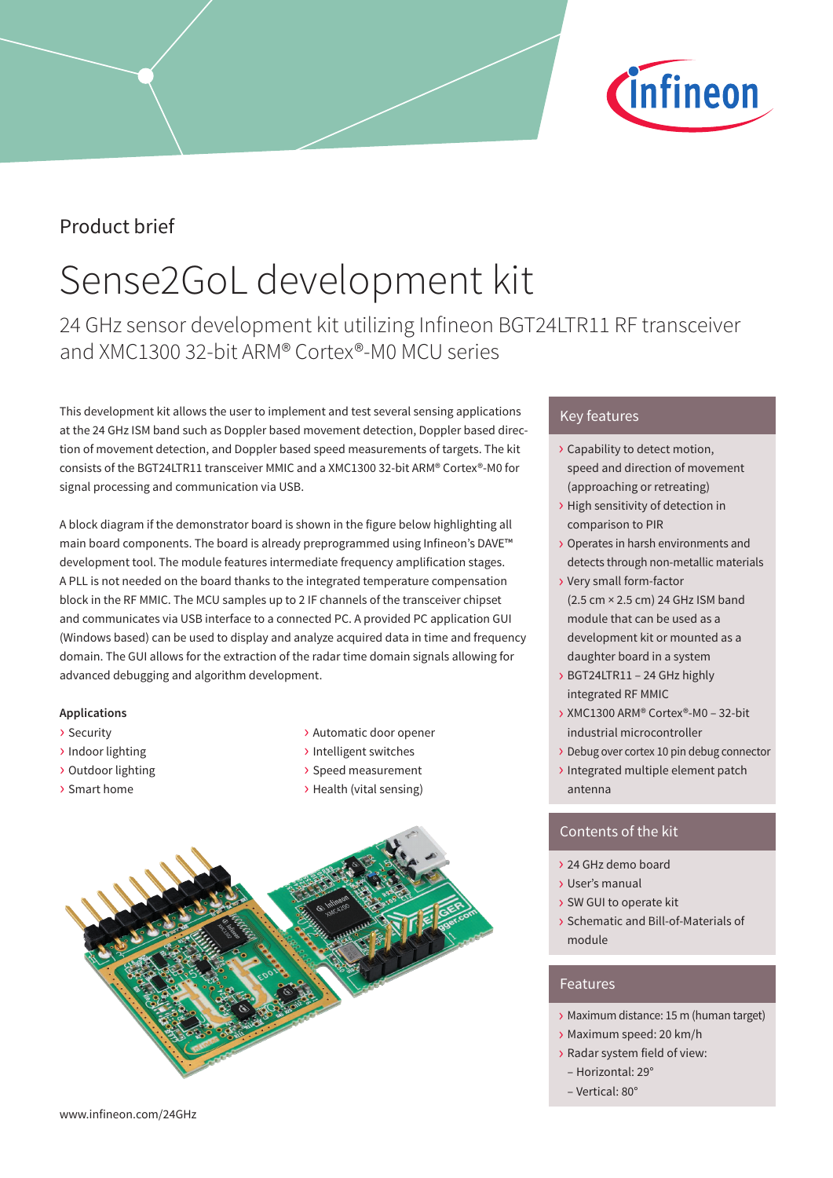Product brief

# Sense2GoL development kit

24 GHz sensor development kit utilizing Infineon BGT24LTR11 RF transceiver and XMC1300 32-bit ARM® Cortex®-M0 MCU series

This development kit allows the user to implement and test several sensing applications at the 24 GHz ISM band such as Doppler based movement detection, Doppler based direction of movement detection, and Doppler based speed measurements of targets. The kit consists of the BGT24LTR11 transceiver MMIC and a XMC1300 32-bit ARM® Cortex®-M0 for signal processing and communication via USB.

A block diagram if the demonstrator board is shown in the figure below highlighting all main board components. The board is already preprogrammed using Infineon's DAVE™ development tool. The module features intermediate frequency amplification stages. A PLL is not needed on the board thanks to the integrated temperature compensation block in the RF MMIC. The MCU samples up to 2 IF channels of the transceiver chipset and communicates via USB interface to a connected PC. A provided PC application GUI (Windows based) can be used to display and analyze acquired data in time and frequency domain. The GUI allows for the extraction of the radar time domain signals allowing for advanced debugging and algorithm development.

**Applications**

- Security
- Indoor lighting
- Outdoor lighting
- Smart home
- Automatic door opener
- Intelligent switches
- Speed measurement
- Health (vital sensing)

## Key features

- Capability to detect motion, speed and direction of movement (approaching or retreating)
- High sensitivity of detection in comparison to PIR
- Operates in harsh environments and detects through non-metallic materials
- Very small form-factor (2.5 cm × 2.5 cm) 24 GHz ISM band module that can be used as a development kit or mounted as a daughter board in a system
- BGT24LTR11 – 24 GHz highly integrated RF MMIC
- XMC1300 ARM® Cortex®-M0 – 32-bit industrial microcontroller
- Debug over cortex 10 pin debug connector
- Integrated multiple element patch antenna

## Contents of the kit

- 24 GHz demo board
- User's manual
- SW GUI to operate kit
- Schematic and Bill-of-Materials of module

## Features

- Maximum distance: 15 m (human target)
- Maximum speed: 20 km/h
- Radar system field of view:
  - Horizontal: 29°
  - Vertical: 80°

www.infineon.com/24GHz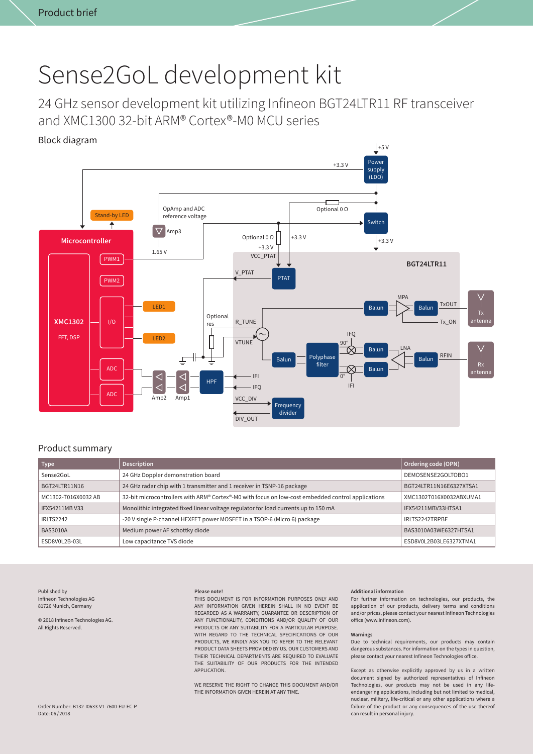# Sense2GoL development kit

24 GHz sensor development kit utilizing Infineon BGT24LTR11 RF transceiver and XMC1300 32-bit ARM® Cortex®-M0 MCU series

## Block diagram

+5 V
Power supply (LDO)
+3.3 V
Optional 0 Ω
Switch
+3.3 V
Stand-by LED
OpAmp and ADC reference voltage
Amp3
1.65 V
Optional 0 Ω
+3.3 V
+3.3 V
VCC_PTAT
BGT24LTR11
Microcontroller
PWM1
PWM2
V_PTAT
PTAT
MPA
Balun
Balun
TXOUT
Tx_ON
Tx antenna
LED1
XMC1302
FFT, DSP
I/O
Optional res
R_TUNE
IFQ
90°
Balun
LNA
Balun
RFIN
Rx antenna
LED2
VTUNE
Balun
Polyphase filter
Balun
0°
IFI
ADC
ADC
Amp2
Amp1
HPF
IFI
IFQ
VCC_DIV
Frequency divider
DIV_OUT

## Product summary

| Type | Description | Ordering code (OPN) |
|---|---|---|
| Sense2GoL | 24 GHz Doppler demonstration board | DEMOSENSE2GOLTOBO1 |
| BGT24LTR11N16 | 24 GHz radar chip with 1 transmitter and 1 receiver in TSNP-16 package | BGT24LTR11N16E6327XTSA1 |
| MC1302-T016X0032 AB | 32-bit microcontrollers with ARM® Cortex®-M0 with focus on low-cost embedded control applications | XMC1302T016X0032ABXUMA1 |
| IFX54211MB V33 | Monolithic integrated fixed linear voltage regulator for load currents up to 150 mA | IFX54211MBV33HTSA1 |
| IRLTS2242 | -20 V single P-channel HEXFET power MOSFET in a TSOP-6 (Micro 6) package | IRLTS2242TRPBF |
| BAS3010A | Medium power AF schottky diode | BAS3010A03WE6327HTSA1 |
| ESD8V0L2B-03L | Low capacitance TVS diode | ESD8V0L2B03LE6327XTMA1 |

Published by
Infineon Technologies AG
81726 Munich, Germany

© 2018 Infineon Technologies AG.
All Rights Reserved.

Order Number: B132-I0633-V1-7600-EU-EC-P
Date: 06 / 2018

**Please note!**
THIS DOCUMENT IS FOR INFORMATION PURPOSES ONLY AND ANY INFORMATION GIVEN HEREIN SHALL IN NO EVENT BE REGARDED AS A WARRANTY, GUARANTEE OR DESCRIPTION OF ANY FUNCTIONALITY, CONDITIONS AND/OR QUALITY OF OUR PRODUCTS OR ANY SUITABILITY FOR A PARTICULAR PURPOSE. WITH REGARD TO THE TECHNICAL SPECIFICATIONS OF OUR PRODUCTS, WE KINDLY ASK YOU TO REFER TO THE RELEVANT PRODUCT DATA SHEETS PROVIDED BY US. OUR CUSTOMERS AND THEIR TECHNICAL DEPARTMENTS ARE REQUIRED TO EVALUATE THE SUITABILITY OF OUR PRODUCTS FOR THE INTENDED APPLICATION.

WE RESERVE THE RIGHT TO CHANGE THIS DOCUMENT AND/OR THE INFORMATION GIVEN HEREIN AT ANY TIME.

**Additional information**
For further information on technologies, our products, the application of our products, delivery terms and conditions and/or prices, please contact your nearest Infineon Technologies office (www.infineon.com).

**Warnings**
Due to technical requirements, our products may contain dangerous substances. For information on the types in question, please contact your nearest Infineon Technologies office.

Except as otherwise explicitly approved by us in a written document signed by authorized representatives of Infineon Technologies, our products may not be used in any life-endangering applications, including but not limited to medical, nuclear, military, life-critical or any other applications where a failure of the product or any consequences of the use thereof can result in personal injury.